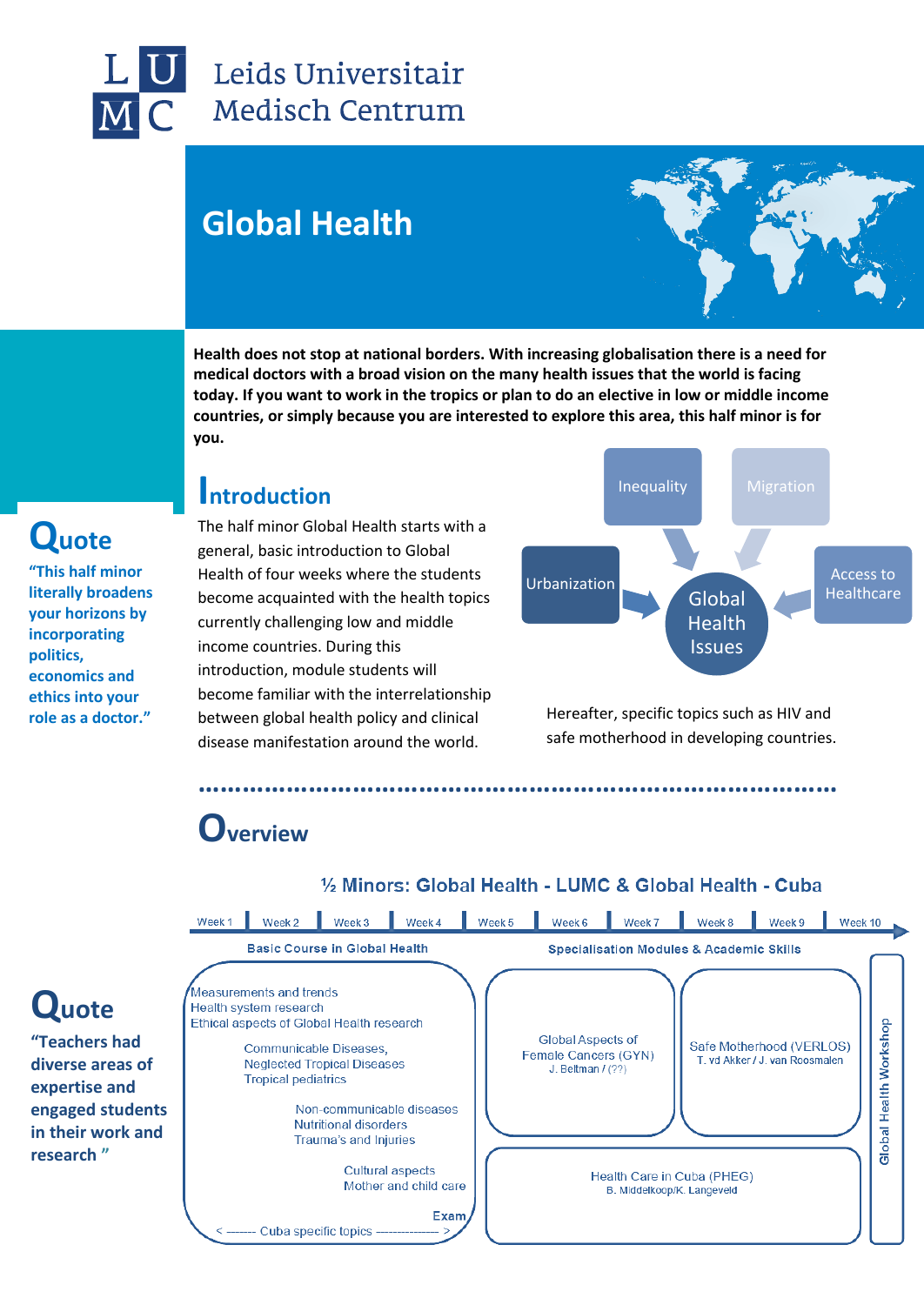Leids Universitair Medisch Centrum

# Global Health

**Health does not stop at national borders. With increasing globalisation there is a need for medical doctors with a broad vision on the many health issues that the world is facing today. If you want to work in the topics or plan to do an elective in low or middle income countries, or simply because you are interested to explore this area, this half minor is for you.**

## Quote

**"This half minor literally broadens your horizons by incorporating politics, economics and ethics into your role as a doctor."**

## Introduction

The half minor Global Health starts with a general, basic introduction to Global Health of four weeks where the students become acquainted with the health topics currently challenging low and middle income countries. During this introduction, module students will become familiar with the interrelationship between global health policy and clinical disease manifestation around the world.

Inequality, Migration, Urbanization, Access to Healthcare → Global Health Issues

Hereafter, specific topics such as HIV and safe motherhood in developing countries.

## Overview

### ½ Minors: Global Health - LUMC & Global Health - Cuba

Week 1 – Week 10

**Basic Course in Global Health** (Weeks 1–4)

- Measurements and trends
- Health system research
- Ethical aspects of Global Health research
- Communicable Diseases,
- Neglected Tropical Diseases
- Tropical pediatrics
- Non-communicable diseases
- Nutritional disorders
- Trauma's and Injuries
- Cultural aspects
- Mother and child care
- Exam

< ------- Cuba specific topics -------------- >

**Specialisation Modules & Academic Skills** (Weeks 5–10)

- Global Aspects of Female Cancers (GYN) – J. Beltman / (??)
- Safe Motherhood (VERLOS) – T. vd Akker / J. van Roosmalen
- Health Care in Cuba (PHEG) – B. Middelkoop/K. Langeveld
- Global Health Workshop

## Quote

**"Teachers had diverse areas of expertise and engaged students in their work and research"**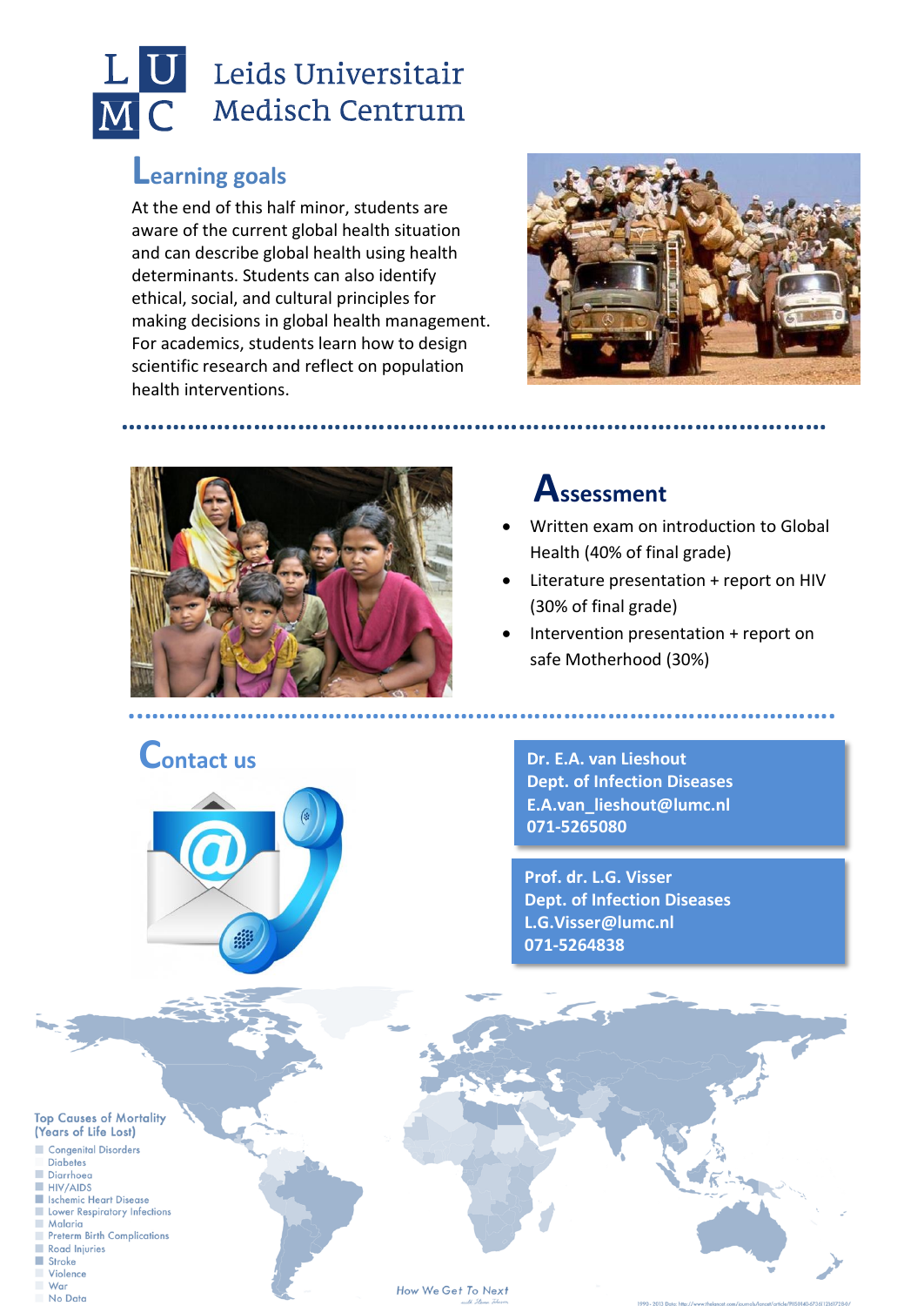Leids Universitair Medisch Centrum

## Learning goals

At the end of this half minor, students are aware of the current global health situation and can describe global health using health determinants. Students can also identify ethical, social, and cultural principles for making decisions in global health management. For academics, students learn how to design scientific research and reflect on population health interventions.

## Assessment

- Written exam on introduction to Global Health (40% of final grade)
- Literature presentation + report on HIV (30% of final grade)
- Intervention presentation + report on safe Motherhood (30%)

## Contact us

**Dr. E.A. van Lieshout**
**Dept. of Infection Diseases**
**E.A.van_lieshout@lumc.nl**
**071-5265080**

**Prof. dr. L.G. Visser**
**Dept. of Infection Diseases**
**L.G.Visser@lumc.nl**
**071-5264838**

Top Causes of Mortality (Years of Life Lost)

Congenital Disorders
Diabetes
Diarrhoea
HIV/AIDS
Ischemic Heart Disease
Lower Respiratory Infections
Malaria
Preterm Birth Complications
Road Injuries
Stroke
Violence
War
No Data

How We Get To Next